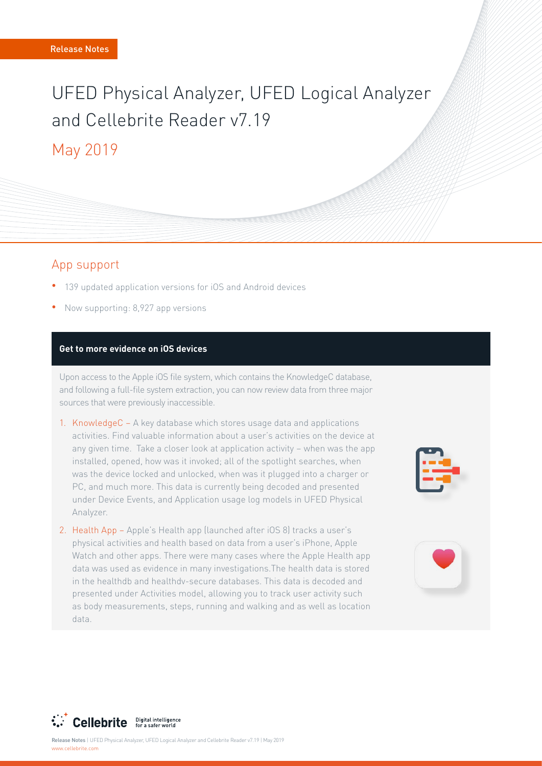Release Notes

# UFED Physical Analyzer, UFED Logical Analyzer and Cellebrite Reader v7.19

May 2019

## App support

- 139 updated application versions for iOS and Android devices
- Now supporting: 8,927 app versions

### Get to more evidence on iOS devices

Upon access to the Apple iOS file system, which contains the KnowledgeC database, and following a full-file system extraction, you can now review data from three major sources that were previously inaccessible.

1. KnowledgeC – A key database which stores usage data and applications activities. Find valuable information about a user's activities on the device at any given time. Take a closer look at application activity – when was the app installed, opened, how was it invoked; all of the spotlight searches, when was the device locked and unlocked, when was it plugged into a charger or PC, and much more. This data is currently being decoded and presented under Device Events, and Application usage log models in UFED Physical Analyzer.
2. Health App – Apple's Health app (launched after iOS 8) tracks a user's physical activities and health based on data from a user's iPhone, Apple Watch and other apps. There were many cases where the Apple Health app data was used as evidence in many investigations.The health data is stored in the healthdb and healthdv-secure databases. This data is decoded and presented under Activities model, allowing you to track user activity such as body measurements, steps, running and walking and as well as location data.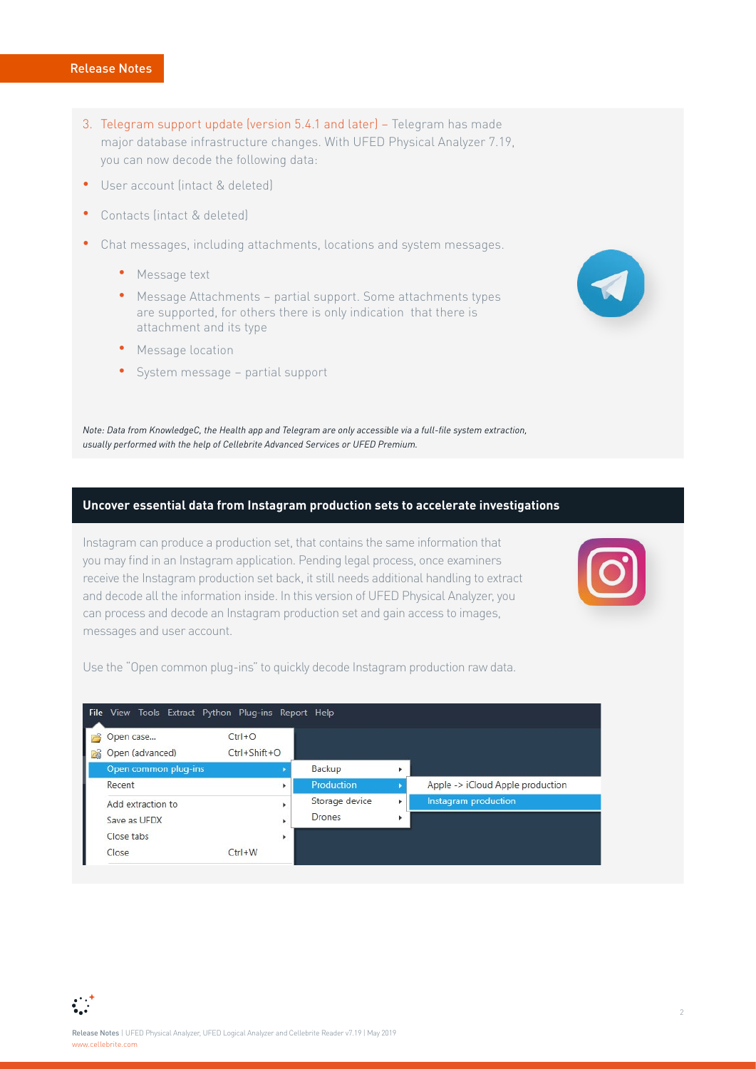3. Telegram support update (version 5.4.1 and later) – Telegram has made major database infrastructure changes. With UFED Physical Analyzer 7.19, you can now decode the following data:

- User account (intact & deleted)
- Contacts (intact & deleted)
- Chat messages, including attachments, locations and system messages.
    - Message text
    - Message Attachments – partial support. Some attachments types are supported, for others there is only indication that there is attachment and its type
    - Message location
    - System message – partial support

*Note: Data from KnowledgeC, the Health app and Telegram are only accessible via a full-file system extraction, usually performed with the help of Cellebrite Advanced Services or UFED Premium.*

## Uncover essential data from Instagram production sets to accelerate investigations

Instagram can produce a production set, that contains the same information that you may find in an Instagram application. Pending legal process, once examiners receive the Instagram production set back, it still needs additional handling to extract and decode all the information inside. In this version of UFED Physical Analyzer, you can process and decode an Instagram production set and gain access to images, messages and user account.

Use the "Open common plug-ins" to quickly decode Instagram production raw data.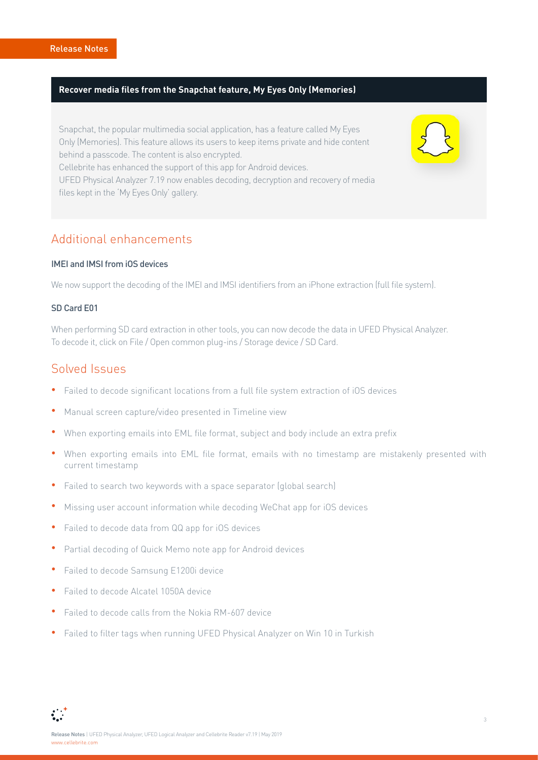### Recover media files from the Snapchat feature, My Eyes Only (Memories)

Snapchat, the popular multimedia social application, has a feature called My Eyes Only (Memories). This feature allows its users to keep items private and hide content behind a passcode. The content is also encrypted.
Cellebrite has enhanced the support of this app for Android devices.
UFED Physical Analyzer 7.19 now enables decoding, decryption and recovery of media files kept in the 'My Eyes Only' gallery.

## Additional enhancements

### IMEI and IMSI from iOS devices

We now support the decoding of the IMEI and IMSI identifiers from an iPhone extraction (full file system).

### SD Card E01

When performing SD card extraction in other tools, you can now decode the data in UFED Physical Analyzer.
To decode it, click on File / Open common plug-ins / Storage device / SD Card.

## Solved Issues

- Failed to decode significant locations from a full file system extraction of iOS devices
- Manual screen capture/video presented in Timeline view
- When exporting emails into EML file format, subject and body include an extra prefix
- When exporting emails into EML file format, emails with no timestamp are mistakenly presented with current timestamp
- Failed to search two keywords with a space separator (global search)
- Missing user account information while decoding WeChat app for iOS devices
- Failed to decode data from QQ app for iOS devices
- Partial decoding of Quick Memo note app for Android devices
- Failed to decode Samsung E1200i device
- Failed to decode Alcatel 1050A device
- Failed to decode calls from the Nokia RM-607 device
- Failed to filter tags when running UFED Physical Analyzer on Win 10 in Turkish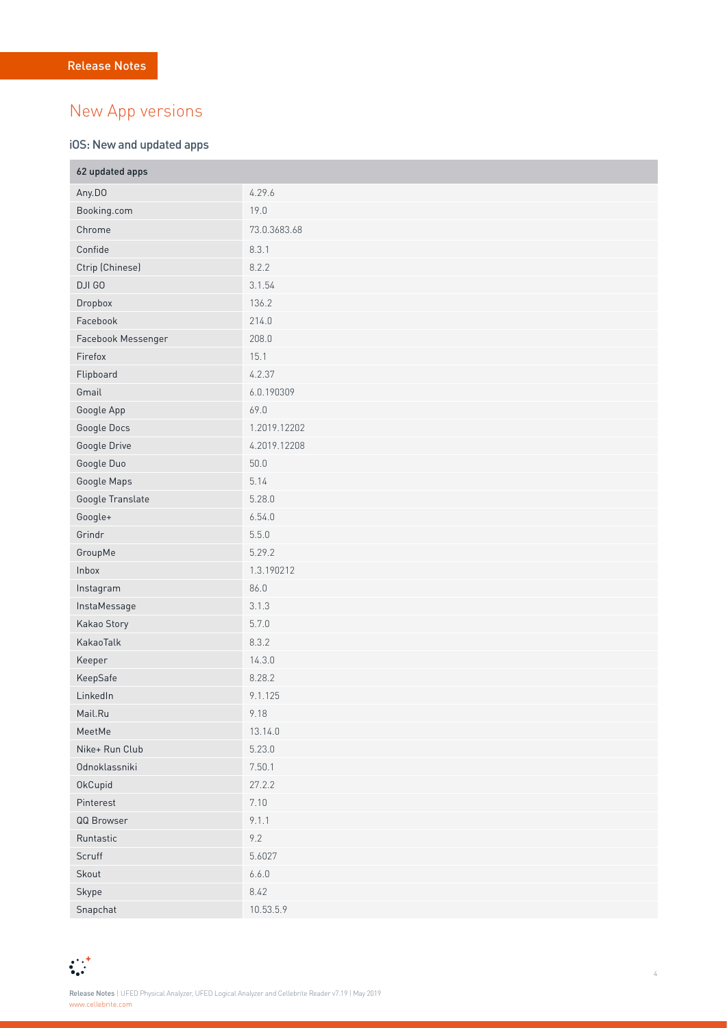# New App versions

## iOS: New and updated apps

| 62 updated apps | |
|---|---|
| Any.DO | 4.29.6 |
| Booking.com | 19.0 |
| Chrome | 73.0.3683.68 |
| Confide | 8.3.1 |
| Ctrip (Chinese) | 8.2.2 |
| DJI GO | 3.1.54 |
| Dropbox | 136.2 |
| Facebook | 214.0 |
| Facebook Messenger | 208.0 |
| Firefox | 15.1 |
| Flipboard | 4.2.37 |
| Gmail | 6.0.190309 |
| Google App | 69.0 |
| Google Docs | 1.2019.12202 |
| Google Drive | 4.2019.12208 |
| Google Duo | 50.0 |
| Google Maps | 5.14 |
| Google Translate | 5.28.0 |
| Google+ | 6.54.0 |
| Grindr | 5.5.0 |
| GroupMe | 5.29.2 |
| Inbox | 1.3.190212 |
| Instagram | 86.0 |
| InstaMessage | 3.1.3 |
| Kakao Story | 5.7.0 |
| KakaoTalk | 8.3.2 |
| Keeper | 14.3.0 |
| KeepSafe | 8.28.2 |
| LinkedIn | 9.1.125 |
| Mail.Ru | 9.18 |
| MeetMe | 13.14.0 |
| Nike+ Run Club | 5.23.0 |
| Odnoklassniki | 7.50.1 |
| OkCupid | 27.2.2 |
| Pinterest | 7.10 |
| QQ Browser | 9.1.1 |
| Runtastic | 9.2 |
| Scruff | 5.6027 |
| Skout | 6.6.0 |
| Skype | 8.42 |
| Snapchat | 10.53.5.9 |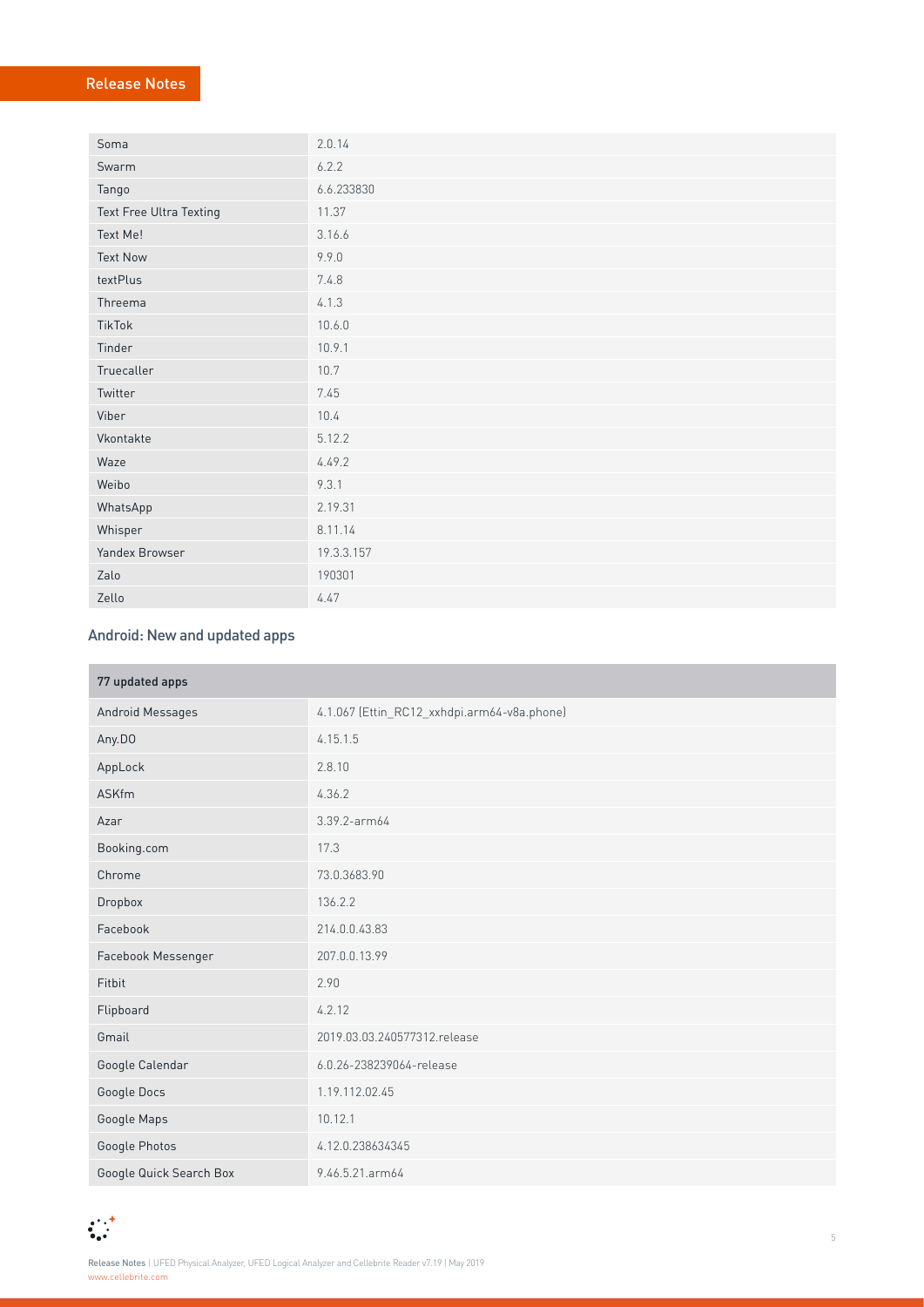| | |
|---|---|
| Soma | 2.0.14 |
| Swarm | 6.2.2 |
| Tango | 6.6.233830 |
| Text Free Ultra Texting | 11.37 |
| Text Me! | 3.16.6 |
| Text Now | 9.9.0 |
| textPlus | 7.4.8 |
| Threema | 4.1.3 |
| TikTok | 10.6.0 |
| Tinder | 10.9.1 |
| Truecaller | 10.7 |
| Twitter | 7.45 |
| Viber | 10.4 |
| Vkontakte | 5.12.2 |
| Waze | 4.49.2 |
| Weibo | 9.3.1 |
| WhatsApp | 2.19.31 |
| Whisper | 8.11.14 |
| Yandex Browser | 19.3.3.157 |
| Zalo | 190301 |
| Zello | 4.47 |

## Android: New and updated apps

| 77 updated apps | |
|---|---|
| Android Messages | 4.1.067 (Ettin_RC12_xxhdpi.arm64-v8a.phone) |
| Any.DO | 4.15.1.5 |
| AppLock | 2.8.10 |
| ASKfm | 4.36.2 |
| Azar | 3.39.2-arm64 |
| Booking.com | 17.3 |
| Chrome | 73.0.3683.90 |
| Dropbox | 136.2.2 |
| Facebook | 214.0.0.43.83 |
| Facebook Messenger | 207.0.0.13.99 |
| Fitbit | 2.90 |
| Flipboard | 4.2.12 |
| Gmail | 2019.03.03.240577312.release |
| Google Calendar | 6.0.26-238239064-release |
| Google Docs | 1.19.112.02.45 |
| Google Maps | 10.12.1 |
| Google Photos | 4.12.0.238634345 |
| Google Quick Search Box | 9.46.5.21.arm64 |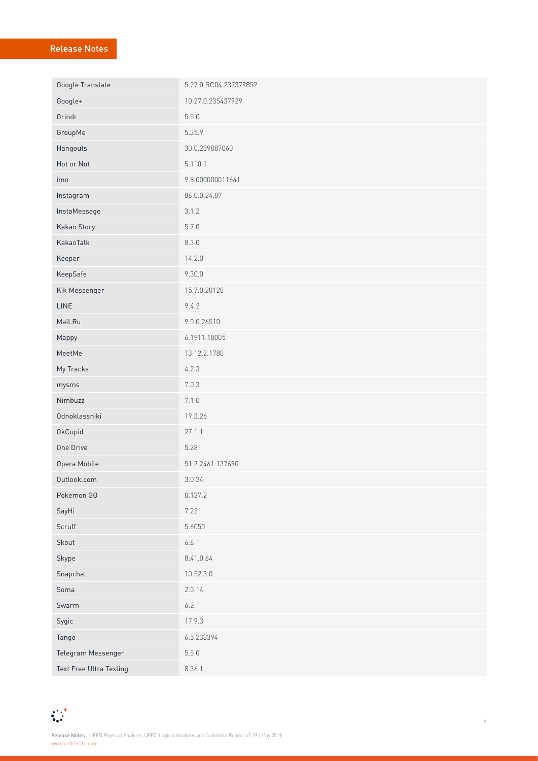| Google Translate | 5.27.0.RC04.237379852 |
|---|---|
| Google+ | 10.27.0.235437929 |
| Grindr | 5.5.0 |
| GroupMe | 5.35.9 |
| Hangouts | 30.0.239887060 |
| Hot or Not | 5.110.1 |
| imo | 9.8.000000011641 |
| Instagram | 86.0.0.24.87 |
| InstaMessage | 3.1.2 |
| Kakao Story | 5.7.0 |
| KakaoTalk | 8.3.0 |
| Keeper | 14.2.0 |
| KeepSafe | 9.30.0 |
| Kik Messenger | 15.7.0.20120 |
| LINE | 9.4.2 |
| Mail.Ru | 9.0.0.26510 |
| Mappy | 6.1911.18005 |
| MeetMe | 13.12.2.1780 |
| My Tracks | 4.2.3 |
| mysms | 7.0.3 |
| Nimbuzz | 7.1.0 |
| Odnoklassniki | 19.3.26 |
| OkCupid | 27.1.1 |
| One Drive | 5.28 |
| Opera Mobile | 51.2.2461.137690 |
| Outlook.com | 3.0.34 |
| Pokemon GO | 0.137.2 |
| SayHi | 7.22 |
| Scruff | 5.6050 |
| Skout | 6.6.1 |
| Skype | 8.41.0.64 |
| Snapchat | 10.52.3.0 |
| Soma | 2.0.14 |
| Swarm | 6.2.1 |
| Sygic | 17.9.3 |
| Tango | 6.5.233394 |
| Telegram Messenger | 5.5.0 |
| Text Free Ultra Texting | 8.36.1 |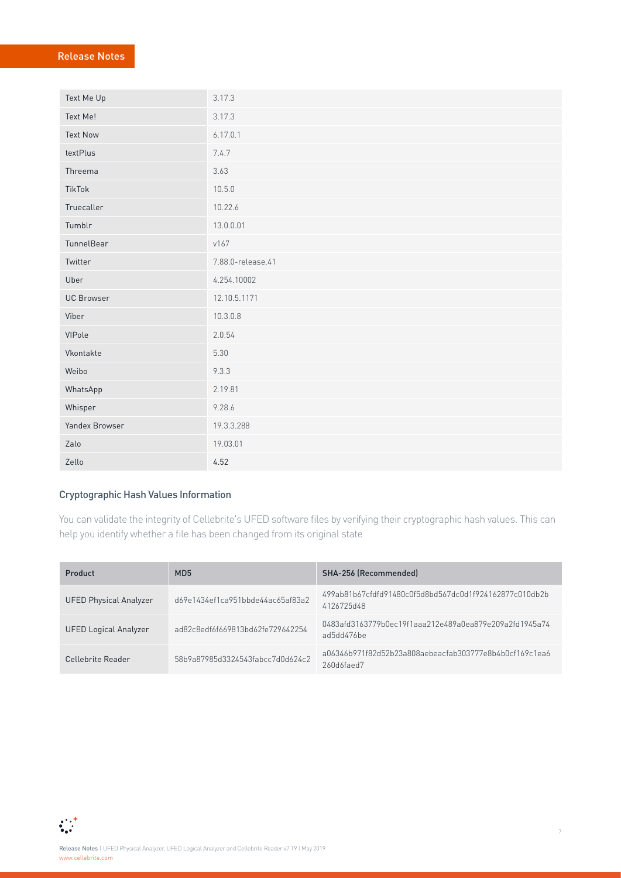| | |
|---|---|
| Text Me Up | 3.17.3 |
| Text Me! | 3.17.3 |
| Text Now | 6.17.0.1 |
| textPlus | 7.4.7 |
| Threema | 3.63 |
| TikTok | 10.5.0 |
| Truecaller | 10.22.6 |
| Tumblr | 13.0.0.01 |
| TunnelBear | v167 |
| Twitter | 7.88.0-release.41 |
| Uber | 4.254.10002 |
| UC Browser | 12.10.5.1171 |
| Viber | 10.3.0.8 |
| VIPole | 2.0.54 |
| Vkontakte | 5.30 |
| Weibo | 9.3.3 |
| WhatsApp | 2.19.81 |
| Whisper | 9.28.6 |
| Yandex Browser | 19.3.3.288 |
| Zalo | 19.03.01 |
| Zello | 4.52 |

### Cryptographic Hash Values Information

You can validate the integrity of Cellebrite's UFED software files by verifying their cryptographic hash values. This can help you identify whether a file has been changed from its original state

| Product | MD5 | SHA-256 (Recommended) |
|---|---|---|
| UFED Physical Analyzer | d69e1434ef1ca951bbde44ac65af83a2 | 499ab81b67cfdfd91480c0f5d8bd567dc0d1f924162877c010db2b4126725d48 |
| UFED Logical Analyzer | ad82c8edf6f669813bd62fe729642254 | 0483afd3163779b0ec19f1aaa212e489a0ea879e209a2fd1945a74ad5dd476be |
| Cellebrite Reader | 58b9a87985d3324543fabcc7d0d624c2 | a06346b971f82d52b23a808aebeacfab303777e8b4b0cf169c1ea6260d6faed7 |